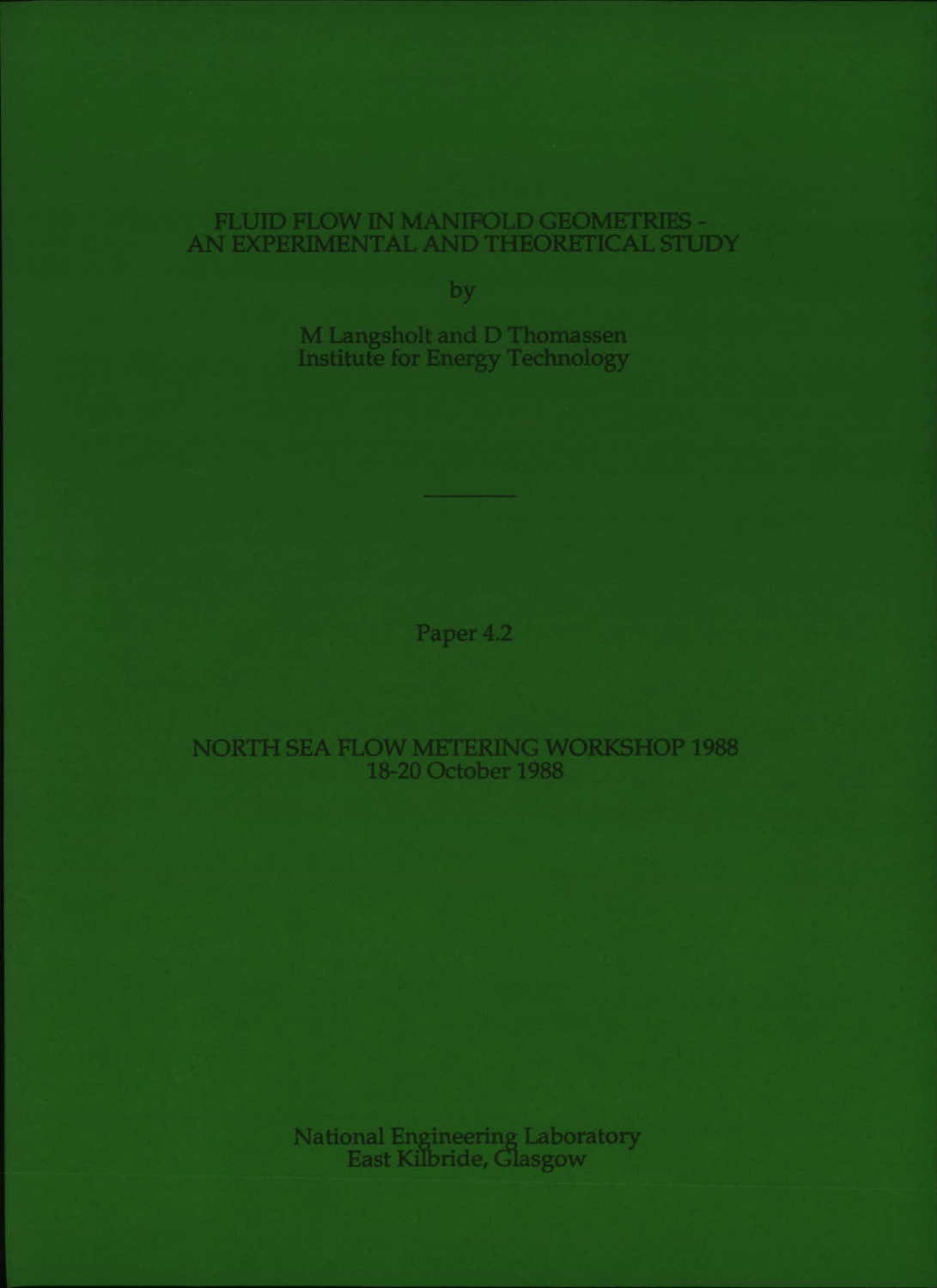# FLUID FLOW IN MANIFOLD GEOMETRIES - AN EXPERIMENTAL AND THEORETICAL STUDY

by

M Langsholt and D Thomassen
Institute for Energy Technology

---

Paper 4.2

NORTH SEA FLOW METERING WORKSHOP 1988
18-20 October 1988

National Engineering Laboratory
East Kilbride, Glasgow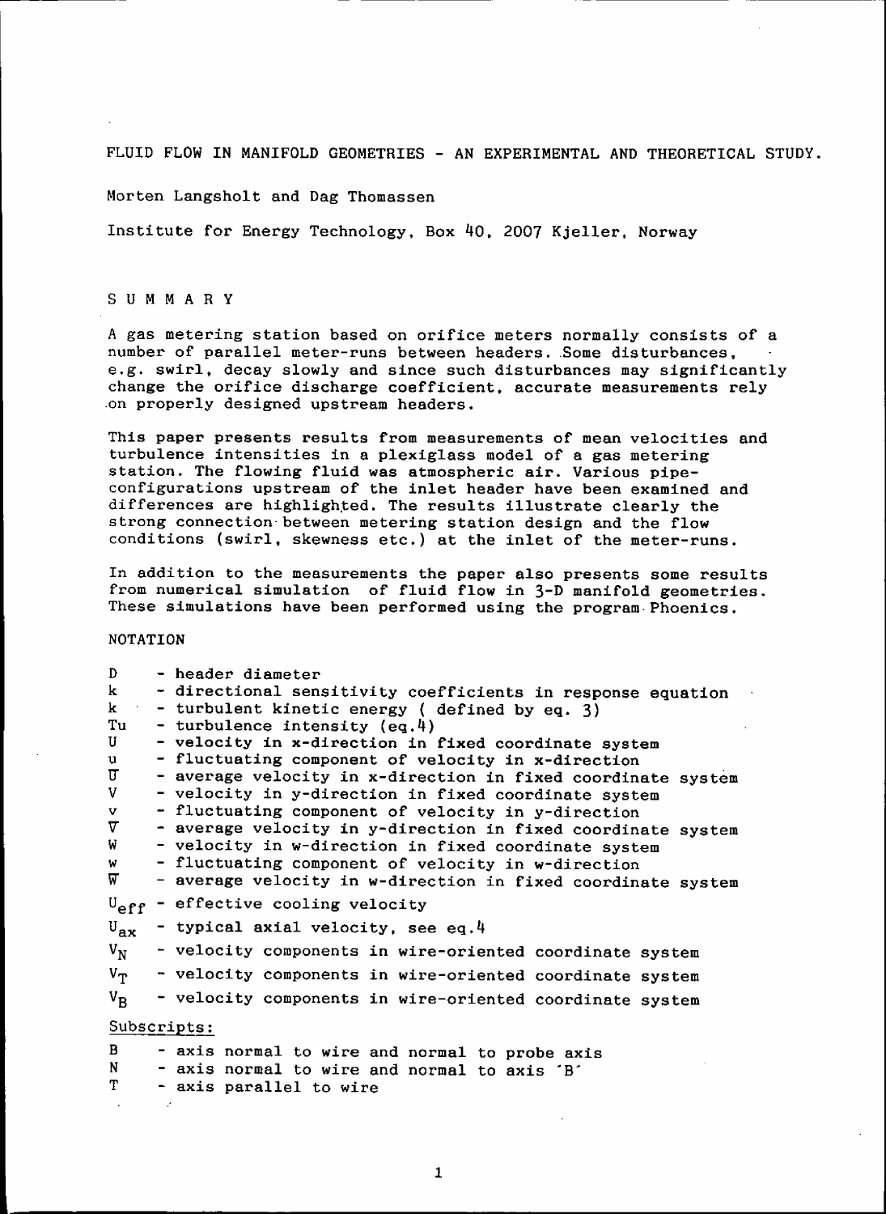# FLUID FLOW IN MANIFOLD GEOMETRIES - AN EXPERIMENTAL AND THEORETICAL STUDY.

Morten Langsholt and Dag Thomassen

Institute for Energy Technology, Box 40, 2007 Kjeller, Norway

## SUMMARY

A gas metering station based on orifice meters normally consists of a number of parallel meter-runs between headers. Some disturbances, e.g. swirl, decay slowly and since such disturbances may significantly change the orifice discharge coefficient, accurate measurements rely on properly designed upstream headers.

This paper presents results from measurements of mean velocities and turbulence intensities in a plexiglass model of a gas metering station. The flowing fluid was atmospheric air. Various pipe-configurations upstream of the inlet header have been examined and differences are highlighted. The results illustrate clearly the strong connection between metering station design and the flow conditions (swirl, skewness etc.) at the inlet of the meter-runs.

In addition to the measurements the paper also presents some results from numerical simulation of fluid flow in 3-D manifold geometries. These simulations have been performed using the program Phoenics.

## NOTATION

- $D$ - header diameter
- $k$ - directional sensitivity coefficients in response equation
- $k$ - turbulent kinetic energy ( defined by eq. 3)
- $Tu$ - turbulence intensity (eq.4)
- $U$ - velocity in x-direction in fixed coordinate system
- $u$ - fluctuating component of velocity in x-direction
- $\overline{U}$ - average velocity in x-direction in fixed coordinate system
- $V$ - velocity in y-direction in fixed coordinate system
- $v$ - fluctuating component of velocity in y-direction
- $\overline{V}$ - average velocity in y-direction in fixed coordinate system
- $W$ - velocity in w-direction in fixed coordinate system
- $w$ - fluctuating component of velocity in w-direction
- $\overline{W}$ - average velocity in w-direction in fixed coordinate system
- $U_{eff}$ - effective cooling velocity
- $U_{ax}$ - typical axial velocity, see eq.4
- $V_N$ - velocity components in wire-oriented coordinate system
- $V_T$ - velocity components in wire-oriented coordinate system
- $V_B$ - velocity components in wire-oriented coordinate system

Subscripts:

- B - axis normal to wire and normal to probe axis
- N - axis normal to wire and normal to axis 'B'
- T - axis parallel to wire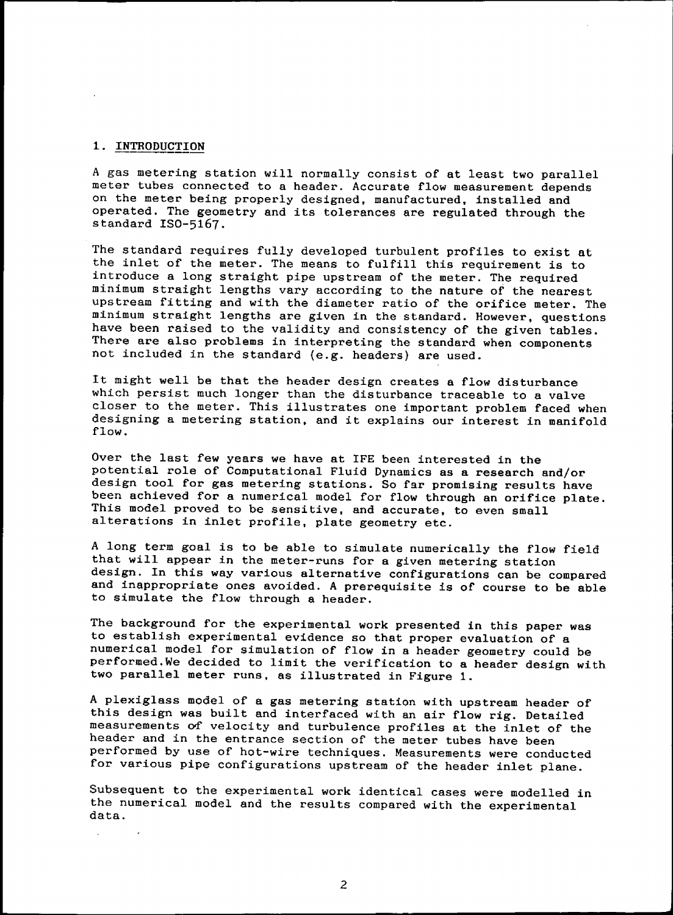## 1. INTRODUCTION

A gas metering station will normally consist of at least two parallel meter tubes connected to a header. Accurate flow measurement depends on the meter being properly designed, manufactured, installed and operated. The geometry and its tolerances are regulated through the standard ISO-5167.

The standard requires fully developed turbulent profiles to exist at the inlet of the meter. The means to fulfill this requirement is to introduce a long straight pipe upstream of the meter. The required minimum straight lengths vary according to the nature of the nearest upstream fitting and with the diameter ratio of the orifice meter. The minimum straight lengths are given in the standard. However, questions have been raised to the validity and consistency of the given tables. There are also problems in interpreting the standard when components not included in the standard (e.g. headers) are used.

It might well be that the header design creates a flow disturbance which persist much longer than the disturbance traceable to a valve closer to the meter. This illustrates one important problem faced when designing a metering station, and it explains our interest in manifold flow.

Over the last few years we have at IFE been interested in the potential role of Computational Fluid Dynamics as a research and/or design tool for gas metering stations. So far promising results have been achieved for a numerical model for flow through an orifice plate. This model proved to be sensitive, and accurate, to even small alterations in inlet profile, plate geometry etc.

A long term goal is to be able to simulate numerically the flow field that will appear in the meter-runs for a given metering station design. In this way various alternative configurations can be compared and inappropriate ones avoided. A prerequisite is of course to be able to simulate the flow through a header.

The background for the experimental work presented in this paper was to establish experimental evidence so that proper evaluation of a numerical model for simulation of flow in a header geometry could be performed.We decided to limit the verification to a header design with two parallel meter runs, as illustrated in Figure 1.

A plexiglass model of a gas metering station with upstream header of this design was built and interfaced with an air flow rig. Detailed measurements of velocity and turbulence profiles at the inlet of the header and in the entrance section of the meter tubes have been performed by use of hot-wire techniques. Measurements were conducted for various pipe configurations upstream of the header inlet plane.

Subsequent to the experimental work identical cases were modelled in the numerical model and the results compared with the experimental data.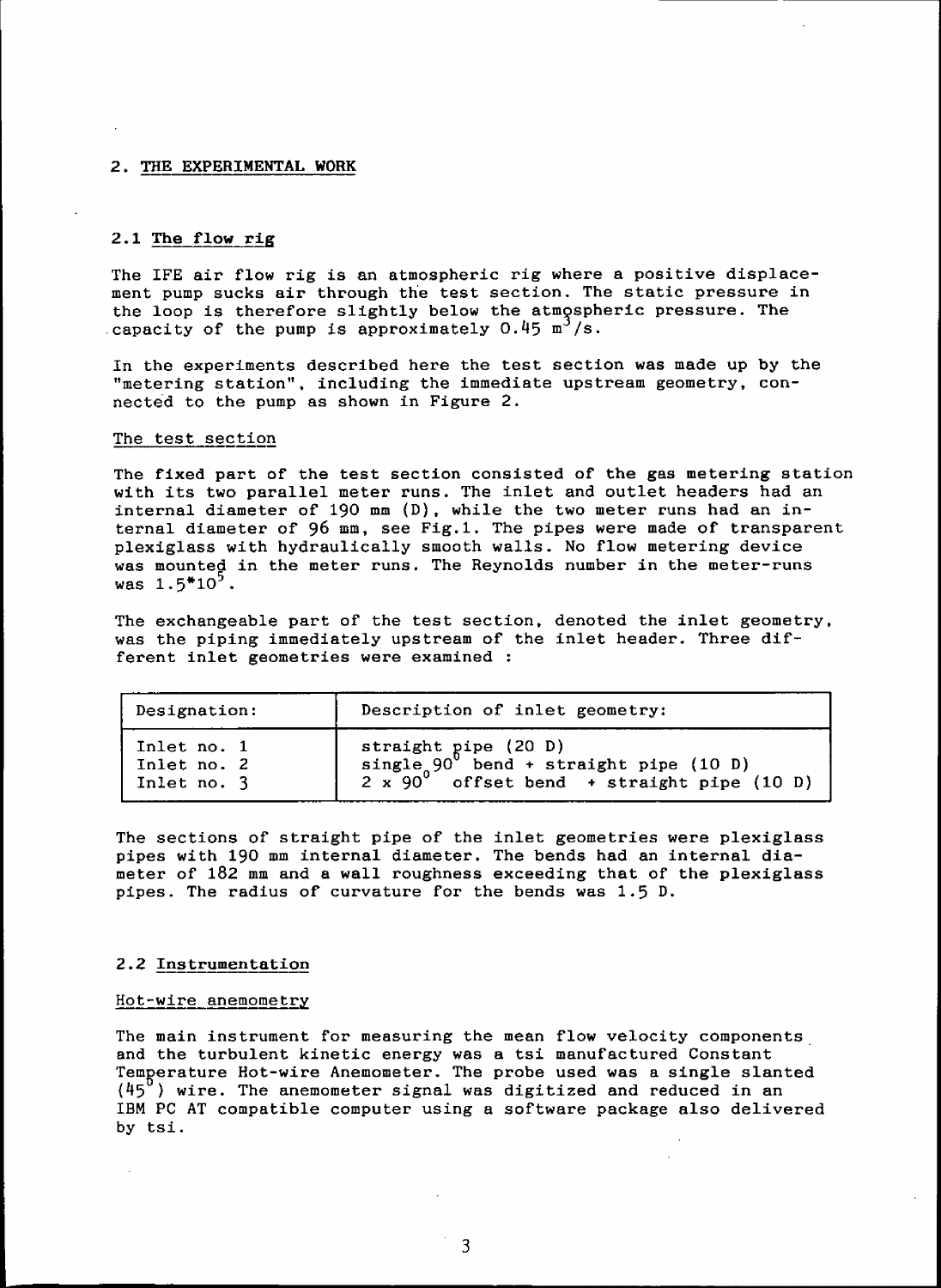## 2. THE EXPERIMENTAL WORK

### 2.1 The flow rig

The IFE air flow rig is an atmospheric rig where a positive displacement pump sucks air through the test section. The static pressure in the loop is therefore slightly below the atmospheric pressure. The capacity of the pump is approximately 0.45 $m^3/s$.

In the experiments described here the test section was made up by the "metering station", including the immediate upstream geometry, connected to the pump as shown in Figure 2.

#### The test section

The fixed part of the test section consisted of the gas metering station with its two parallel meter runs. The inlet and outlet headers had an internal diameter of 190 mm (D), while the two meter runs had an internal diameter of 96 mm, see Fig.1. The pipes were made of transparent plexiglass with hydraulically smooth walls. No flow metering device was mounted in the meter runs. The Reynolds number in the meter-runs was $1.5*10^5$.

The exchangeable part of the test section, denoted the inlet geometry, was the piping immediately upstream of the inlet header. Three different inlet geometries were examined :

| Designation: | Description of inlet geometry: |
|---|---|
| Inlet no. 1 | straight pipe (20 D) |
| Inlet no. 2 | single $90^0$ bend + straight pipe (10 D) |
| Inlet no. 3 | 2 x $90^0$ offset bend + straight pipe (10 D) |

The sections of straight pipe of the inlet geometries were plexiglass pipes with 190 mm internal diameter. The bends had an internal diameter of 182 mm and a wall roughness exceeding that of the plexiglass pipes. The radius of curvature for the bends was 1.5 D.

### 2.2 Instrumentation

#### Hot-wire anemometry

The main instrument for measuring the mean flow velocity components and the turbulent kinetic energy was a tsi manufactured Constant Temperature Hot-wire Anemometer. The probe used was a single slanted ($45^0$) wire. The anemometer signal was digitized and reduced in an IBM PC AT compatible computer using a software package also delivered by tsi.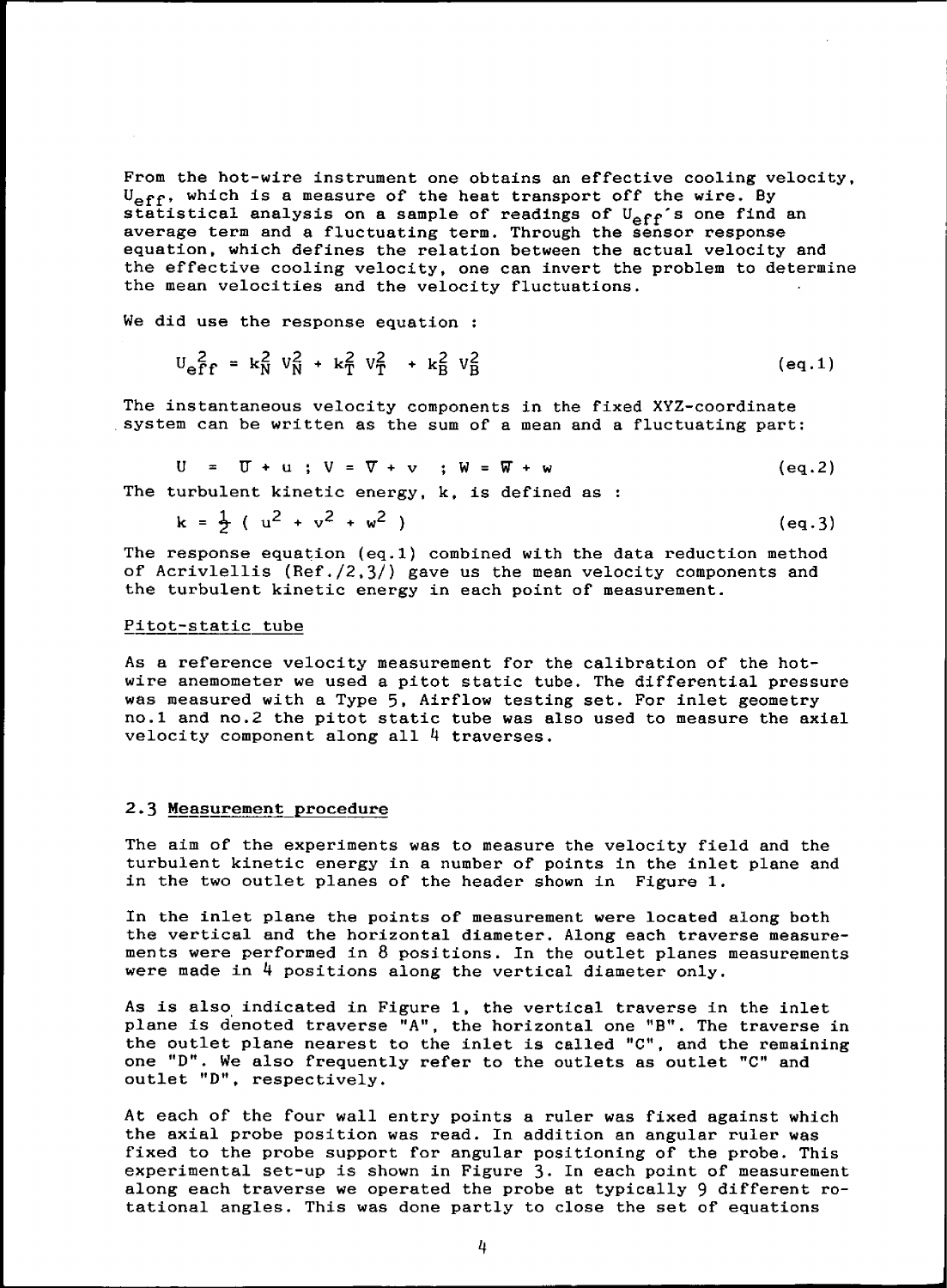From the hot-wire instrument one obtains an effective cooling velocity, $U_{eff}$, which is a measure of the heat transport off the wire. By statistical analysis on a sample of readings of $U_{eff}$'s one find an average term and a fluctuating term. Through the sensor response equation, which defines the relation between the actual velocity and the effective cooling velocity, one can invert the problem to determine the mean velocities and the velocity fluctuations.

We did use the response equation :

$$U_{eff}^2 = k_N^2 \, V_N^2 + k_T^2 \, V_T^2 + k_B^2 \, V_B^2 \qquad \text{(eq.1)}$$

The instantaneous velocity components in the fixed XYZ-coordinate system can be written as the sum of a mean and a fluctuating part:

$$U = \overline{U} + u \; ; \; V = \overline{V} + v \; ; \; W = \overline{W} + w \qquad \text{(eq.2)}$$

The turbulent kinetic energy, k, is defined as :

$$k = \frac{1}{2} \left( u^2 + v^2 + w^2 \right) \qquad \text{(eq.3)}$$

The response equation (eq.1) combined with the data reduction method of Acrivlellis (Ref./2,3/) gave us the mean velocity components and the turbulent kinetic energy in each point of measurement.

Pitot-static tube

As a reference velocity measurement for the calibration of the hot-wire anemometer we used a pitot static tube. The differential pressure was measured with a Type 5, Airflow testing set. For inlet geometry no.1 and no.2 the pitot static tube was also used to measure the axial velocity component along all 4 traverses.

## 2.3 Measurement procedure

The aim of the experiments was to measure the velocity field and the turbulent kinetic energy in a number of points in the inlet plane and in the two outlet planes of the header shown in Figure 1.

In the inlet plane the points of measurement were located along both the vertical and the horizontal diameter. Along each traverse measurements were performed in 8 positions. In the outlet planes measurements were made in 4 positions along the vertical diameter only.

As is also indicated in Figure 1, the vertical traverse in the inlet plane is denoted traverse "A", the horizontal one "B". The traverse in the outlet plane nearest to the inlet is called "C", and the remaining one "D". We also frequently refer to the outlets as outlet "C" and outlet "D", respectively.

At each of the four wall entry points a ruler was fixed against which the axial probe position was read. In addition an angular ruler was fixed to the probe support for angular positioning of the probe. This experimental set-up is shown in Figure 3. In each point of measurement along each traverse we operated the probe at typically 9 different rotational angles. This was done partly to close the set of equations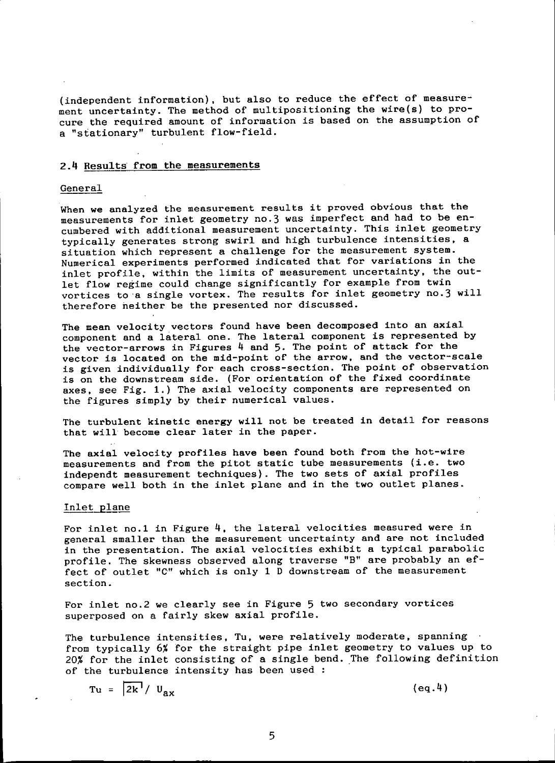(independent information), but also to reduce the effect of measurement uncertainty. The method of multipositioning the wire(s) to procure the required amount of information is based on the assumption of a "stationary" turbulent flow-field.

## 2.4 Results from the measurements

### General

When we analyzed the measurement results it proved obvious that the measurements for inlet geometry no.3 was imperfect and had to be encumbered with additional measurement uncertainty. This inlet geometry typically generates strong swirl and high turbulence intensities, a situation which represent a challenge for the measurement system. Numerical experiments performed indicated that for variations in the inlet profile, within the limits of measurement uncertainty, the outlet flow regime could change significantly for example from twin vortices to a single vortex. The results for inlet geometry no.3 will therefore neither be the presented nor discussed.

The mean velocity vectors found have been decomposed into an axial component and a lateral one. The lateral component is represented by the vector-arrows in Figures 4 and 5. The point of attack for the vector is located on the mid-point of the arrow, and the vector-scale is given individually for each cross-section. The point of observation is on the downstream side. (For orientation of the fixed coordinate axes, see Fig. 1.) The axial velocity components are represented on the figures simply by their numerical values.

The turbulent kinetic energy will not be treated in detail for reasons that will become clear later in the paper.

The axial velocity profiles have been found both from the hot-wire measurements and from the pitot static tube measurements (i.e. two independt measurement techniques). The two sets of axial profiles compare well both in the inlet plane and in the two outlet planes.

### Inlet plane

For inlet no.1 in Figure 4, the lateral velocities measured were in general smaller than the measurement uncertainty and are not included in the presentation. The axial velocities exhibit a typical parabolic profile. The skewness observed along traverse "B" are probably an effect of outlet "C" which is only 1 D downstream of the measurement section.

For inlet no.2 we clearly see in Figure 5 two secondary vortices superposed on a fairly skew axial profile.

The turbulence intensities, Tu, were relatively moderate, spanning from typically 6% for the straight pipe inlet geometry to values up to 20% for the inlet consisting of a single bend. The following definition of the turbulence intensity has been used :

$$Tu = \sqrt{2k} / U_{ax} \qquad \text{(eq.4)}$$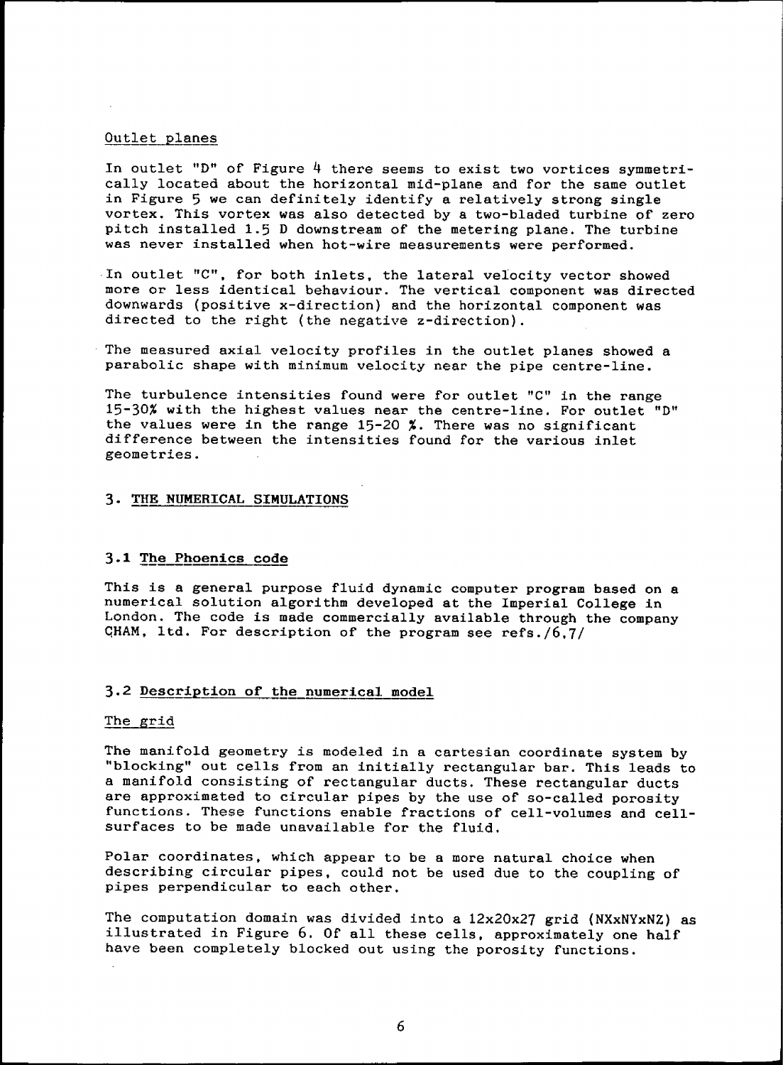Outlet planes

In outlet "D" of Figure 4 there seems to exist two vortices symmetrically located about the horizontal mid-plane and for the same outlet in Figure 5 we can definitely identify a relatively strong single vortex. This vortex was also detected by a two-bladed turbine of zero pitch installed 1.5 D downstream of the metering plane. The turbine was never installed when hot-wire measurements were performed.

In outlet "C", for both inlets, the lateral velocity vector showed more or less identical behaviour. The vertical component was directed downwards (positive x-direction) and the horizontal component was directed to the right (the negative z-direction).

The measured axial velocity profiles in the outlet planes showed a parabolic shape with minimum velocity near the pipe centre-line.

The turbulence intensities found were for outlet "C" in the range 15-30% with the highest values near the centre-line. For outlet "D" the values were in the range 15-20 %. There was no significant difference between the intensities found for the various inlet geometries.

## 3. THE NUMERICAL SIMULATIONS

### 3.1 The Phoenics code

This is a general purpose fluid dynamic computer program based on a numerical solution algorithm developed at the Imperial College in London. The code is made commercially available through the company CHAM, ltd. For description of the program see refs./6,7/

### 3.2 Description of the numerical model

The grid

The manifold geometry is modeled in a cartesian coordinate system by "blocking" out cells from an initially rectangular bar. This leads to a manifold consisting of rectangular ducts. These rectangular ducts are approximated to circular pipes by the use of so-called porosity functions. These functions enable fractions of cell-volumes and cell-surfaces to be made unavailable for the fluid.

Polar coordinates, which appear to be a more natural choice when describing circular pipes, could not be used due to the coupling of pipes perpendicular to each other.

The computation domain was divided into a 12x20x27 grid (NXxNYxNZ) as illustrated in Figure 6. Of all these cells, approximately one half have been completely blocked out using the porosity functions.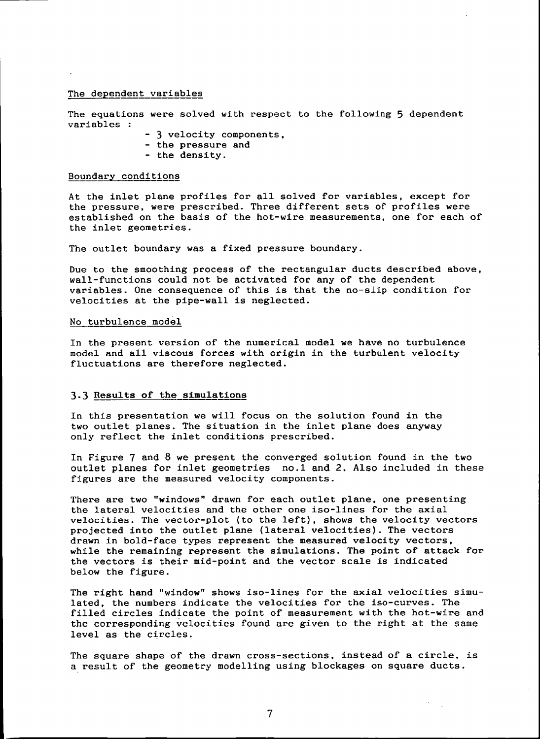### The dependent variables

The equations were solved with respect to the following 5 dependent variables :

- 3 velocity components,
- the pressure and
- the density.

### Boundary conditions

At the inlet plane profiles for all solved for variables, except for the pressure, were prescribed. Three different sets of profiles were established on the basis of the hot-wire measurements, one for each of the inlet geometries.

The outlet boundary was a fixed pressure boundary.

Due to the smoothing process of the rectangular ducts described above, wall-functions could not be activated for any of the dependent variables. One consequence of this is that the no-slip condition for velocities at the pipe-wall is neglected.

### No turbulence model

In the present version of the numerical model we have no turbulence model and all viscous forces with origin in the turbulent velocity fluctuations are therefore neglected.

## 3.3 Results of the simulations

In this presentation we will focus on the solution found in the two outlet planes. The situation in the inlet plane does anyway only reflect the inlet conditions prescribed.

In Figure 7 and 8 we present the converged solution found in the two outlet planes for inlet geometries no.1 and 2. Also included in these figures are the measured velocity components.

There are two "windows" drawn for each outlet plane, one presenting the lateral velocities and the other one iso-lines for the axial velocities. The vector-plot (to the left), shows the velocity vectors projected into the outlet plane (lateral velocities). The vectors drawn in bold-face types represent the measured velocity vectors, while the remaining represent the simulations. The point of attack for the vectors is their mid-point and the vector scale is indicated below the figure.

The right hand "window" shows iso-lines for the axial velocities simulated, the numbers indicate the velocities for the iso-curves. The filled circles indicate the point of measurement with the hot-wire and the corresponding velocities found are given to the right at the same level as the circles.

The square shape of the drawn cross-sections, instead of a circle, is a result of the geometry modelling using blockages on square ducts.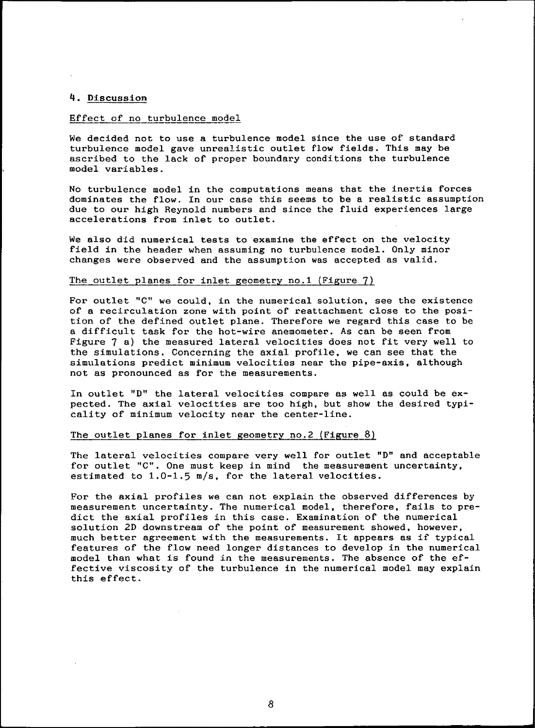## 4. Discussion

### Effect of no turbulence model

We decided not to use a turbulence model since the use of standard turbulence model gave unrealistic outlet flow fields. This may be ascribed to the lack of proper boundary conditions the turbulence model variables.

No turbulence model in the computations means that the inertia forces dominates the flow. In our case this seems to be a realistic assumption due to our high Reynold numbers and since the fluid experiences large accelerations from inlet to outlet.

We also did numerical tests to examine the effect on the velocity field in the header when assuming no turbulence model. Only minor changes were observed and the assumption was accepted as valid.

### The outlet planes for inlet geometry no.1 (Figure 7)

For outlet "C" we could, in the numerical solution, see the existence of a recirculation zone with point of reattachment close to the position of the defined outlet plane. Therefore we regard this case to be a difficult task for the hot-wire anemometer. As can be seen from Figure 7 a) the measured lateral velocities does not fit very well to the simulations. Concerning the axial profile, we can see that the simulations predict minimum velocities near the pipe-axis, although not as pronounced as for the measurements.

In outlet "D" the lateral velocities compare as well as could be expected. The axial velocities are too high, but show the desired typicality of minimum velocity near the center-line.

### The outlet planes for inlet geometry no.2 (Figure 8)

The lateral velocities compare very well for outlet "D" and acceptable for outlet "C". One must keep in mind the measurement uncertainty, estimated to 1.0-1.5 m/s, for the lateral velocities.

For the axial profiles we can not explain the observed differences by measurement uncertainty. The numerical model, therefore, fails to predict the axial profiles in this case. Examination of the numerical solution 2D downstream of the point of measurement showed, however, much better agreement with the measurements. It appears as if typical features of the flow need longer distances to develop in the numerical model than what is found in the measurements. The absence of the effective viscosity of the turbulence in the numerical model may explain this effect.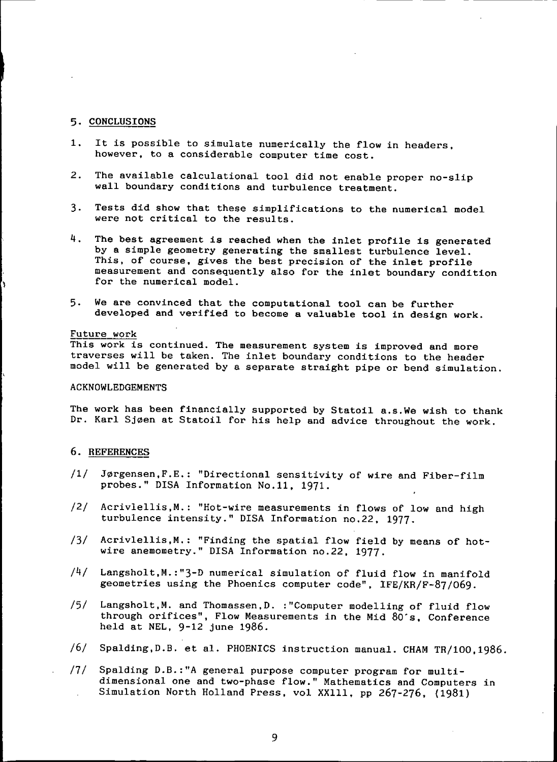## 5. CONCLUSIONS

1. It is possible to simulate numerically the flow in headers, however, to a considerable computer time cost.

2. The available calculational tool did not enable proper no-slip wall boundary conditions and turbulence treatment.

3. Tests did show that these simplifications to the numerical model were not critical to the results.

4. The best agreement is reached when the inlet profile is generated by a simple geometry generating the smallest turbulence level. This, of course, gives the best precision of the inlet profile measurement and consequently also for the inlet boundary condition for the numerical model.

5. We are convinced that the computational tool can be further developed and verified to become a valuable tool in design work.

### Future work

This work is continued. The measurement system is improved and more traverses will be taken. The inlet boundary conditions to the header model will be generated by a separate straight pipe or bend simulation.

### ACKNOWLEDGEMENTS

The work has been financially supported by Statoil a.s.We wish to thank Dr. Karl Sjøen at Statoil for his help and advice throughout the work.

## 6. REFERENCES

/1/ Jørgensen,F.E.: "Directional sensitivity of wire and Fiber-film probes." DISA Information No.11, 1971.

/2/ Acrivlellis,M.: "Hot-wire measurements in flows of low and high turbulence intensity." DISA Information no.22, 1977.

/3/ Acrivlellis,M.: "Finding the spatial flow field by means of hot-wire anemometry." DISA Information no.22, 1977.

/4/ Langsholt,M.:"3-D numerical simulation of fluid flow in manifold geometries using the Phoenics computer code", IFE/KR/F-87/069.

/5/ Langsholt,M. and Thomassen,D. :"Computer modelling of fluid flow through orifices", Flow Measurements in the Mid 80's, Conference held at NEL, 9-12 june 1986.

/6/ Spalding,D.B. et al. PHOENICS instruction manual. CHAM TR/100,1986.

/7/ Spalding D.B.:"A general purpose computer program for multi-dimensional one and two-phase flow." Mathematics and Computers in Simulation North Holland Press, vol XX111, pp 267-276, (1981)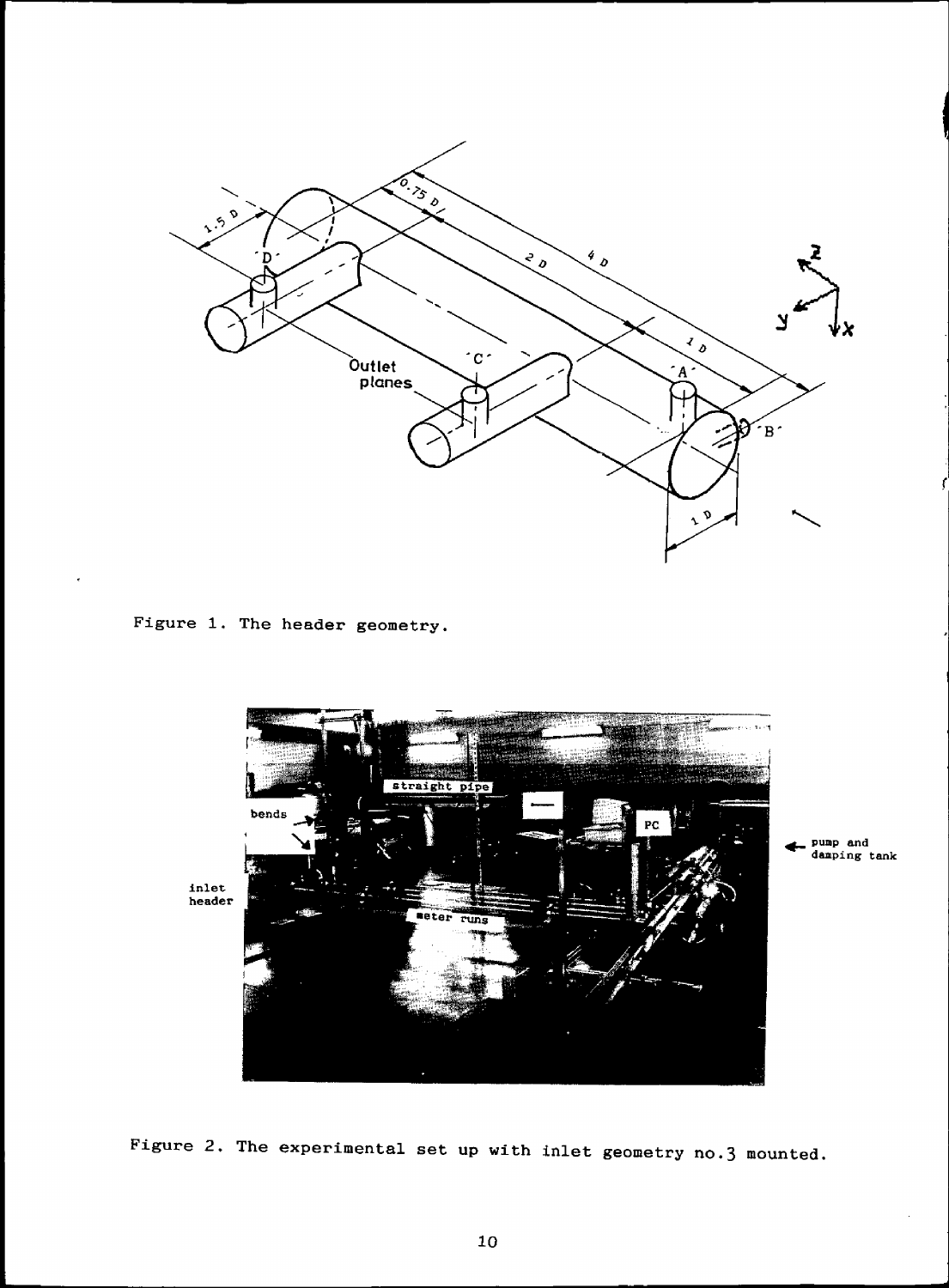Figure 1. The header geometry.

Figure 2. The experimental set up with inlet geometry no.3 mounted.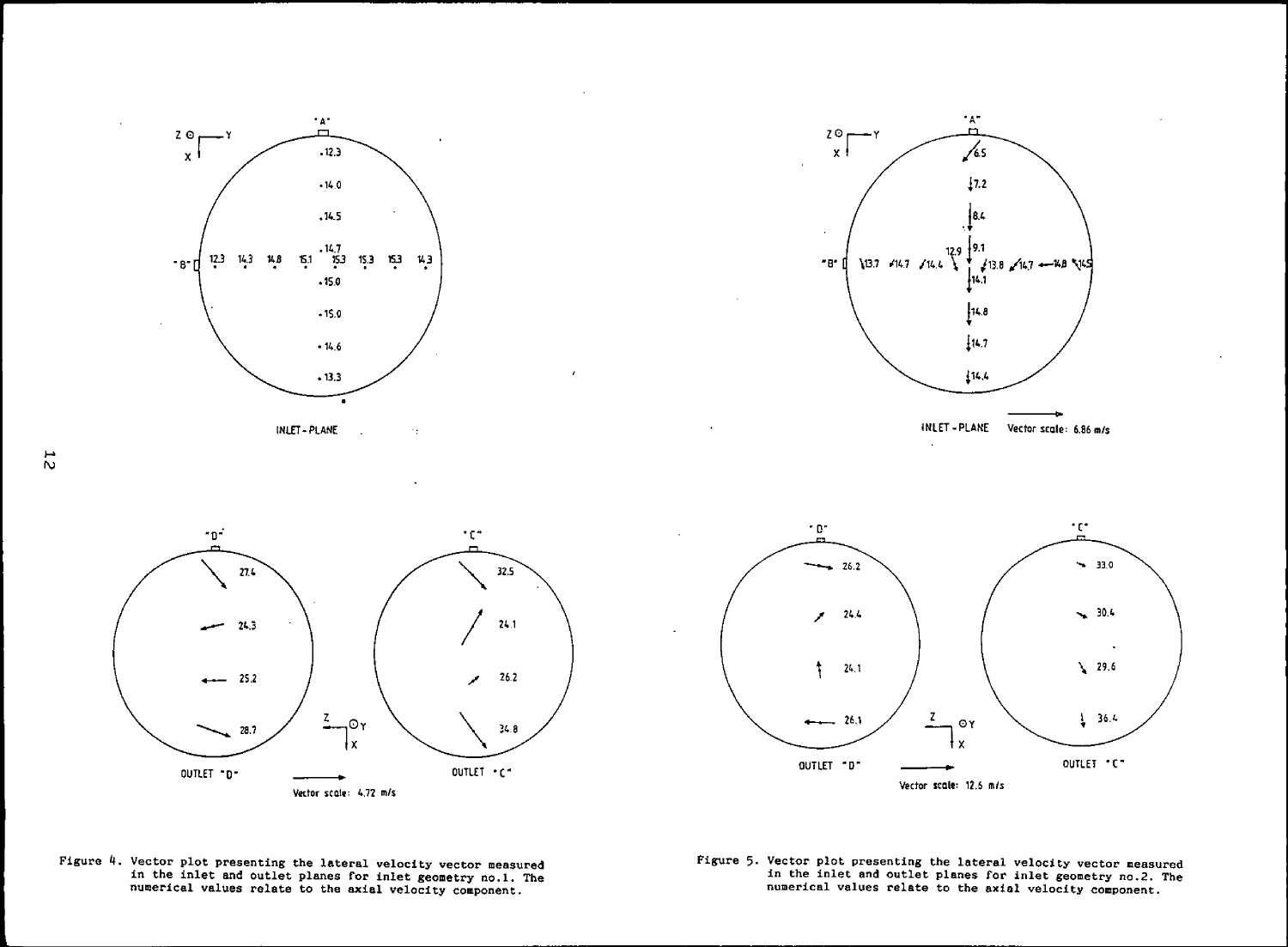Figure 4. Vector plot presenting the lateral velocity vector measured in the inlet and outlet planes for inlet geometry no.1. The numerical values relate to the axial velocity component.

Figure 5. Vector plot presenting the lateral velocity vector measured in the inlet and outlet planes for inlet geometry no.2. The numerical values relate to the axial velocity component.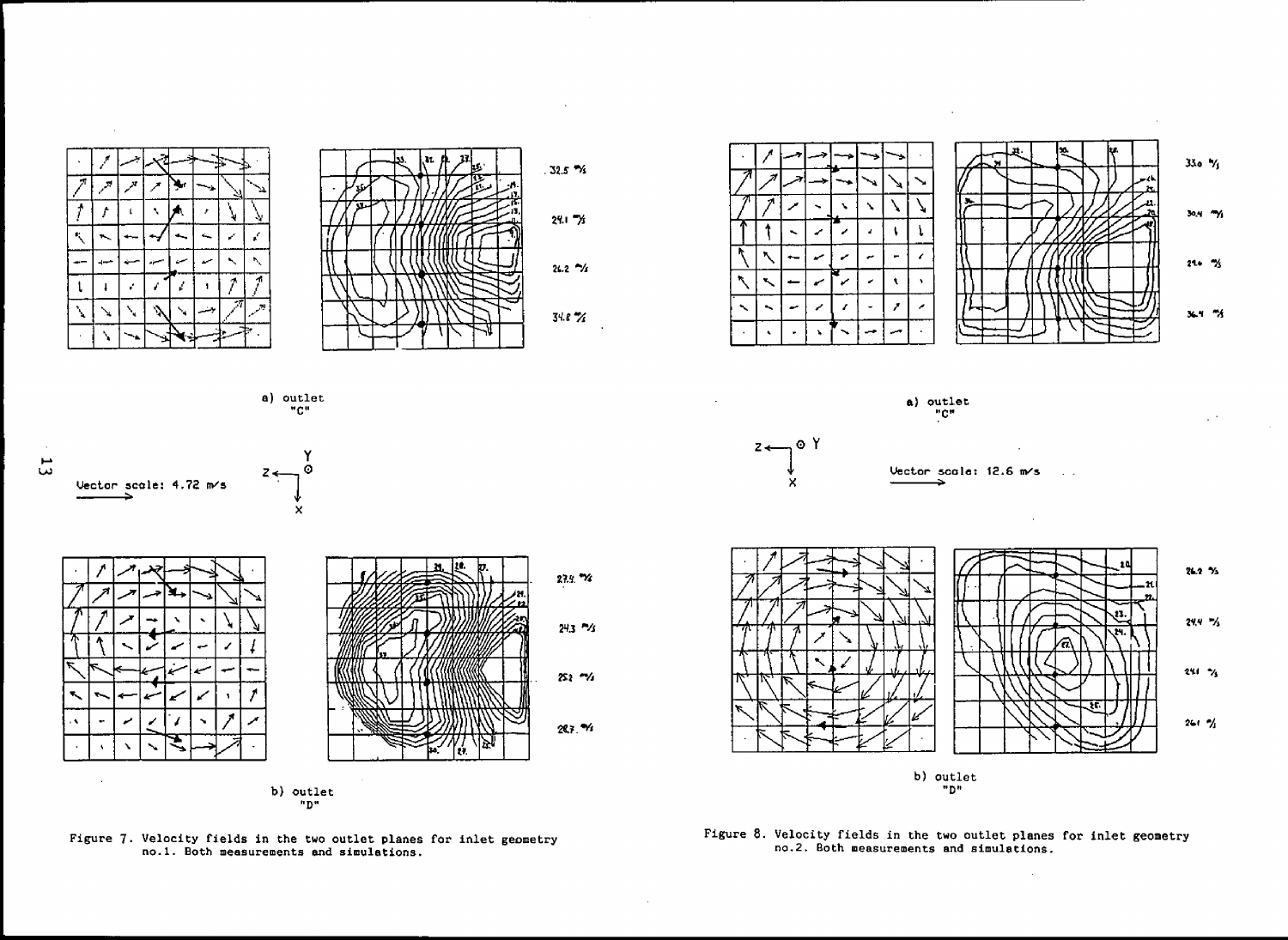a) outlet "C"

Vector scale: 4.72 m/s

32.5 m/s

24.1 m/s

26.2 m/s

34.8 m/s

b) outlet "D"

27.9 m/s

24.3 m/s

25.2 m/s

26.7 m/s

Figure 7. Velocity fields in the two outlet planes for inlet geometry no.1. Both measurements and simulations.

a) outlet "C"

Vector scale: 12.6 m/s

33.0 m/s

30.4 m/s

29.6 m/s

36.4 m/s

b) outlet "D"

26.2 m/s

24.4 m/s

24.1 m/s

26.1 m/s

Figure 8. Velocity fields in the two outlet planes for inlet geometry no.2. Both measurements and simulations.